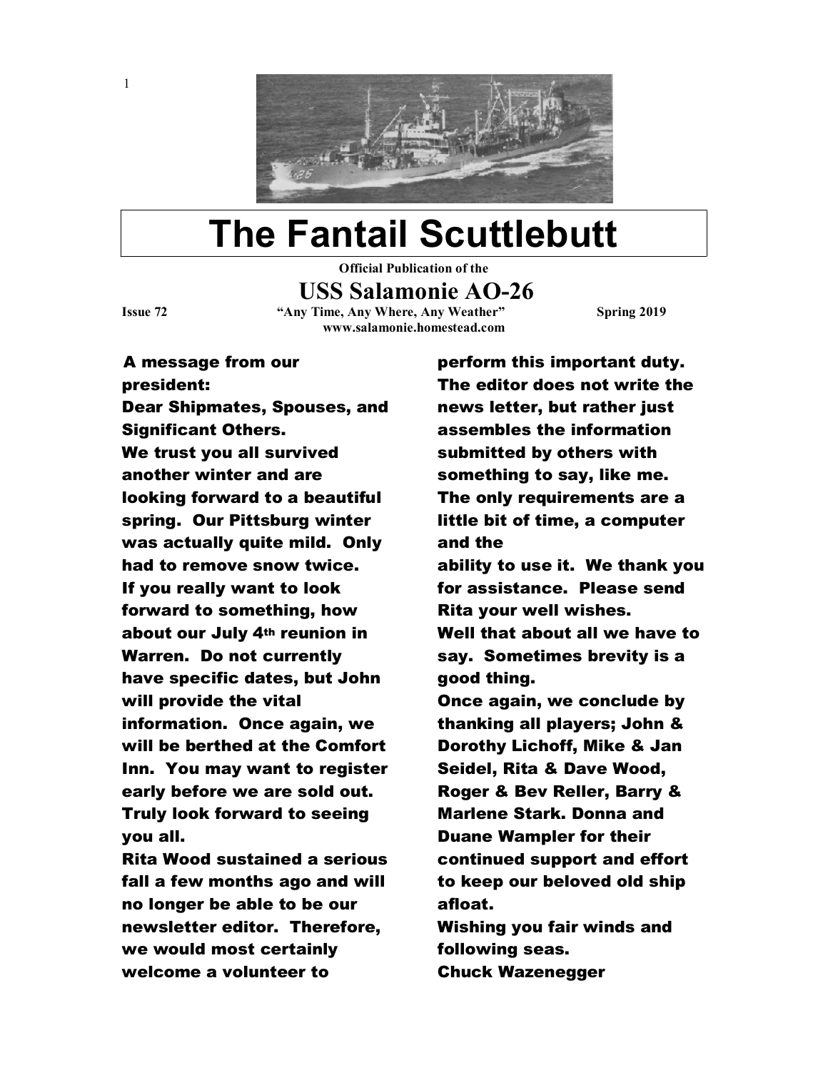# The Fantail Scuttlebutt

**Official Publication of the**

## USS Salamonie AO-26

**Issue 72** **"Any Time, Any Where, Any Weather"** **Spring 2019**

**www.salamonie.homestead.com**

**A message from our president:**

**Dear Shipmates, Spouses, and Significant Others.**

**We trust you all survived another winter and are looking forward to a beautiful spring. Our Pittsburg winter was actually quite mild. Only had to remove snow twice.**

**If you really want to look forward to something, how about our July 4th reunion in Warren. Do not currently have specific dates, but John will provide the vital information. Once again, we will be berthed at the Comfort Inn. You may want to register early before we are sold out. Truly look forward to seeing you all.**

**Rita Wood sustained a serious fall a few months ago and will no longer be able to be our newsletter editor. Therefore, we would most certainly welcome a volunteer to perform this important duty. The editor does not write the news letter, but rather just assembles the information submitted by others with something to say, like me. The only requirements are a little bit of time, a computer and the ability to use it. We thank you for assistance. Please send Rita your well wishes.**

**Well that about all we have to say. Sometimes brevity is a good thing.**

**Once again, we conclude by thanking all players; John & Dorothy Lichoff, Mike & Jan Seidel, Rita & Dave Wood, Roger & Bev Reller, Barry & Marlene Stark. Donna and Duane Wampler for their continued support and effort to keep our beloved old ship afloat.**

**Wishing you fair winds and following seas.**

**Chuck Wazenegger**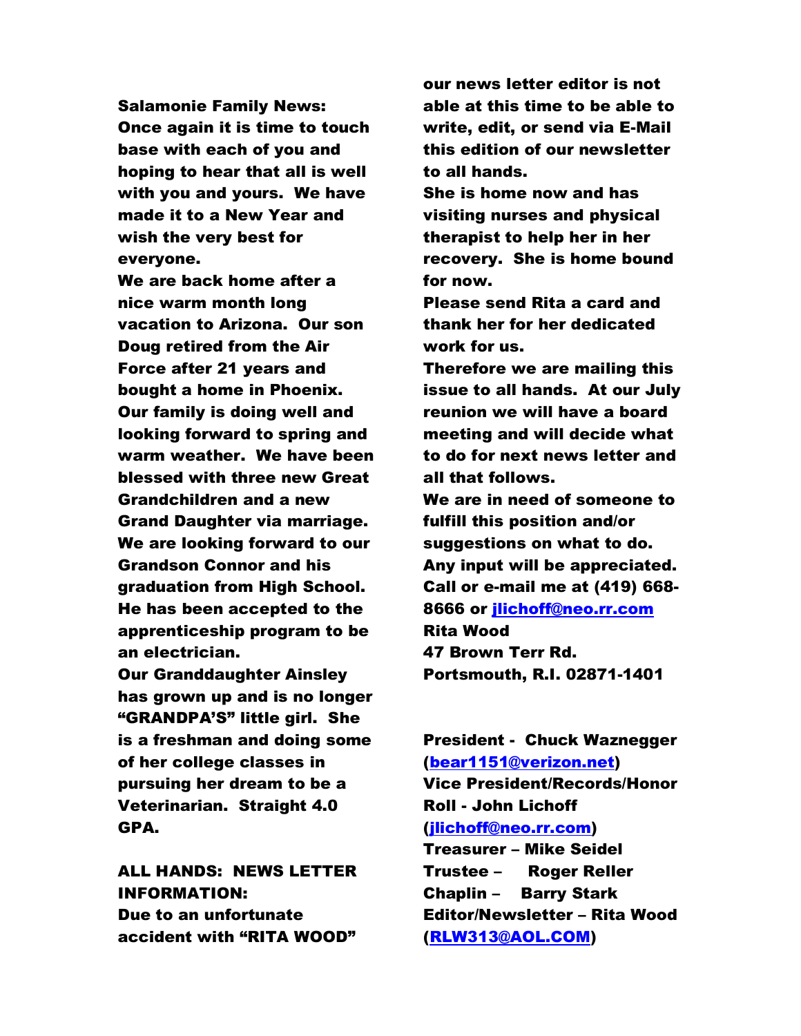**Salamonie Family News:**
**Once again it is time to touch base with each of you and hoping to hear that all is well with you and yours. We have made it to a New Year and wish the very best for everyone.**

**We are back home after a nice warm month long vacation to Arizona. Our son Doug retired from the Air Force after 21 years and bought a home in Phoenix. Our family is doing well and looking forward to spring and warm weather. We have been blessed with three new Great Grandchildren and a new Grand Daughter via marriage. We are looking forward to our Grandson Connor and his graduation from High School. He has been accepted to the apprenticeship program to be an electrician.**

**Our Granddaughter Ainsley has grown up and is no longer "GRANDPA'S" little girl. She is a freshman and doing some of her college classes in pursuing her dream to be a Veterinarian. Straight 4.0 GPA.**

**ALL HANDS: NEWS LETTER INFORMATION:**
**Due to an unfortunate accident with "RITA WOOD" our news letter editor is not able at this time to be able to write, edit, or send via E-Mail this edition of our newsletter to all hands.**

**She is home now and has visiting nurses and physical therapist to help her in her recovery. She is home bound for now.**

**Please send Rita a card and thank her for her dedicated work for us.**

**Therefore we are mailing this issue to all hands. At our July reunion we will have a board meeting and will decide what to do for next news letter and all that follows.**

**We are in need of someone to fulfill this position and/or suggestions on what to do. Any input will be appreciated. Call or e-mail me at (419) 668-8666 or jlichoff@neo.rr.com**

**Rita Wood**
**47 Brown Terr Rd.**
**Portsmouth, R.I. 02871-1401**

**President - Chuck Waznegger (bear1151@verizon.net)**
**Vice President/Records/Honor Roll - John Lichoff (jlichoff@neo.rr.com)**
**Treasurer – Mike Seidel**
**Trustee – Roger Reller**
**Chaplin – Barry Stark**
**Editor/Newsletter – Rita Wood (RLW313@AOL.COM)**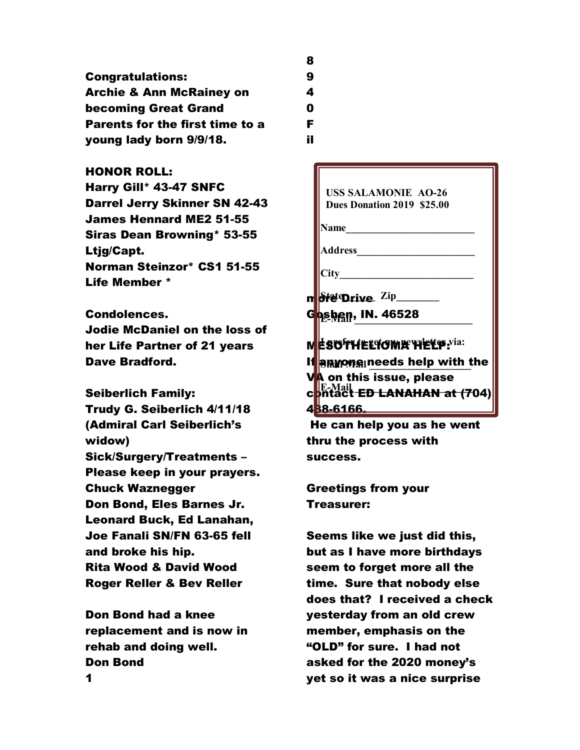**Congratulations:**
**Archie & Ann McRainey on becoming Great Grand Parents for the first time to a young lady born 9/9/18.**

**HONOR ROLL:**
**Harry Gill* 43-47 SNFC**
**Darrel Jerry Skinner SN 42-43**
**James Hennard ME2 51-55**
**Siras Dean Browning* 53-55 Ltjg/Capt.**
**Norman Steinzor* CS1 51-55**
**Life Member ***

**Condolences.**
**Jodie McDaniel on the loss of her Life Partner of 21 years Dave Bradford.**

**Seiberlich Family:**
**Trudy G. Seiberlich 4/11/18 (Admiral Carl Seiberlich's widow)**
**Sick/Surgery/Treatments – Please keep in your prayers.**
**Chuck Waznegger**
**Don Bond, Eles Barnes Jr.**
**Leonard Buck, Ed Lanahan,**
**Joe Fanali SN/FN 63-65 fell and broke his hip.**
**Rita Wood & David Wood**
**Roger Reller & Bev Reller**

**Don Bond had a knee replacement and is now in rehab and doing well.**
**Don Bond**
**1**

**8**
**9**
**4**
**0**
**F**
**il**

**USS SALAMONIE AO-26**
**Dues Donation 2019 $25.00**

**Name________________________**

**Address______________________**

**City_________________________**

**State________ Zip________**

**E-Mail______________________**

**I prefer to get my newsletter via:**

**Snail Mail ___________________**

**E-Mail _____________________**

**m ore Drive**
**Goshen, IN. 46528**

**MESOTHELIOMA HELP:**
**If anyone needs help with the VA on this issue, please contact ED LANAHAN at (704) 438-6166.**
**He can help you as he went thru the process with success.**

**Greetings from your Treasurer:**

**Seems like we just did this, but as I have more birthdays seem to forget more all the time. Sure that nobody else does that? I received a check yesterday from an old crew member, emphasis on the "OLD" for sure. I had not asked for the 2020 money's yet so it was a nice surprise**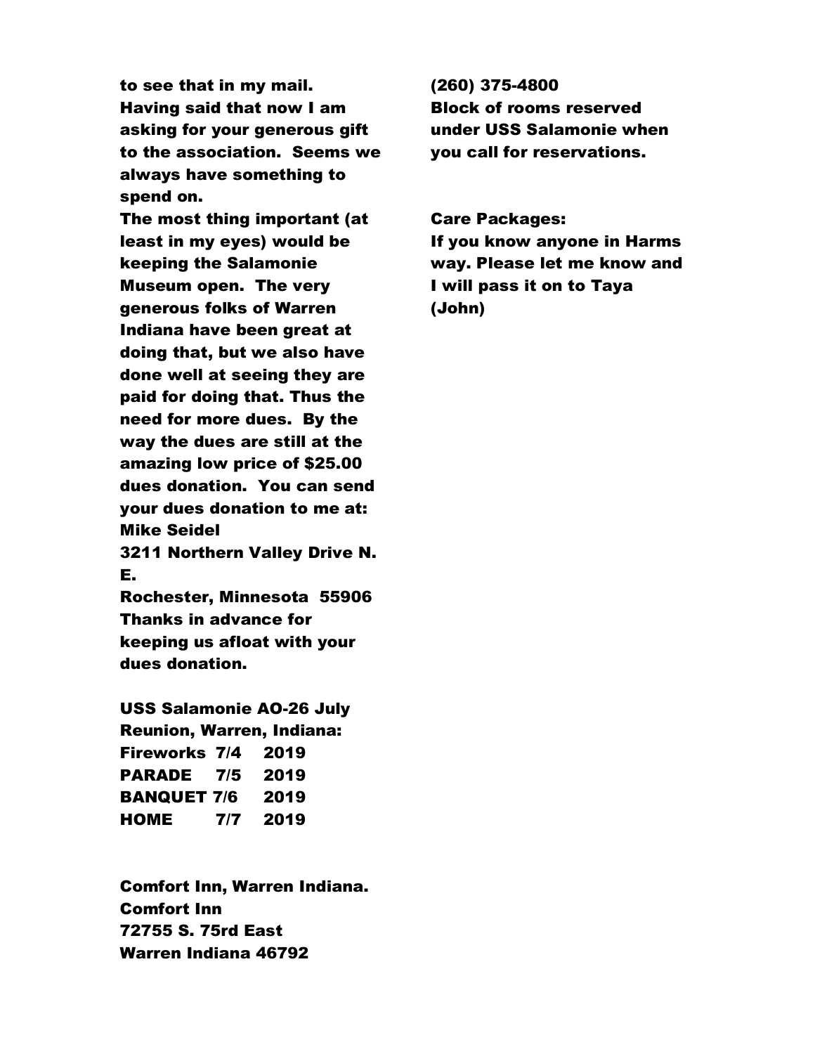to see that in my mail. Having said that now I am asking for your generous gift to the association. Seems we always have something to spend on.

The most thing important (at least in my eyes) would be keeping the Salamonie Museum open. The very generous folks of Warren Indiana have been great at doing that, but we also have done well at seeing they are paid for doing that. Thus the need for more dues. By the way the dues are still at the amazing low price of $25.00 dues donation. You can send your dues donation to me at:

Mike Seidel
3211 Northern Valley Drive N. E.
Rochester, Minnesota 55906

Thanks in advance for keeping us afloat with your dues donation.

USS Salamonie AO-26 July Reunion, Warren, Indiana:

| | | |
|---|---|---|
| Fireworks | 7/4 | 2019 |
| PARADE | 7/5 | 2019 |
| BANQUET | 7/6 | 2019 |
| HOME | 7/7 | 2019 |

Comfort Inn, Warren Indiana.
Comfort Inn
72755 S. 75rd East
Warren Indiana 46792
(260) 375-4800

Block of rooms reserved under USS Salamonie when you call for reservations.

Care Packages:
If you know anyone in Harms way. Please let me know and I will pass it on to Taya (John)